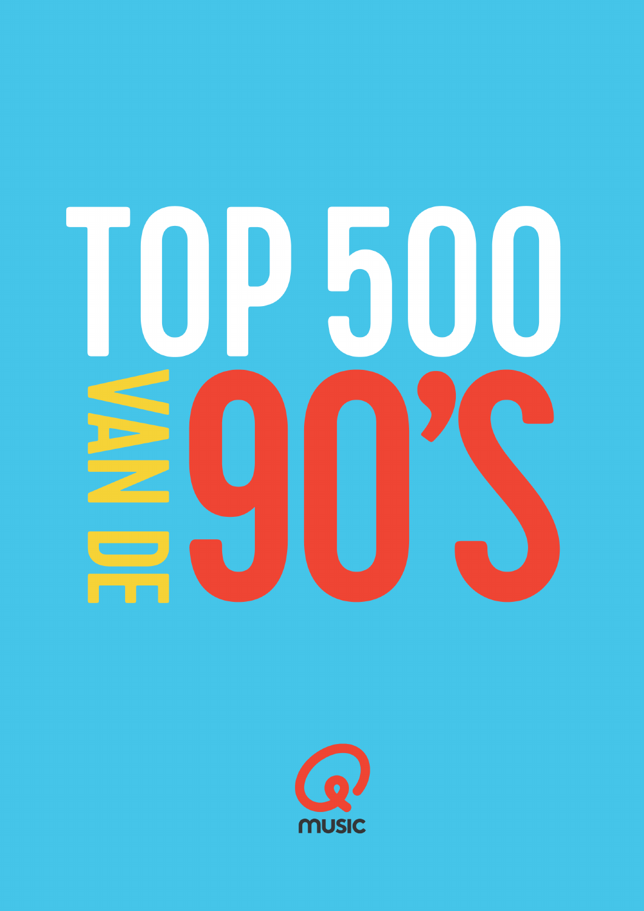# TOP 500 VAN DE 90'S

QMUSIC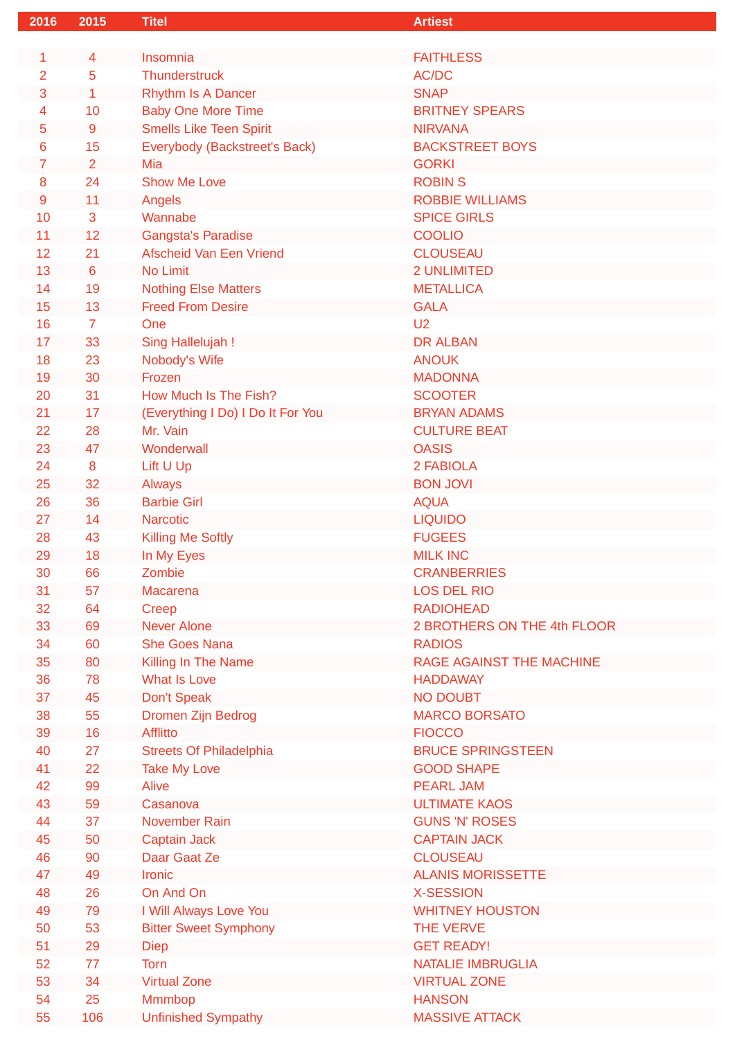| 2016 | 2015 | Titel | Artiest |
|---|---|---|---|
| 1 | 4 | Insomnia | FAITHLESS |
| 2 | 5 | Thunderstruck | AC/DC |
| 3 | 1 | Rhythm Is A Dancer | SNAP |
| 4 | 10 | Baby One More Time | BRITNEY SPEARS |
| 5 | 9 | Smells Like Teen Spirit | NIRVANA |
| 6 | 15 | Everybody (Backstreet's Back) | BACKSTREET BOYS |
| 7 | 2 | Mia | GORKI |
| 8 | 24 | Show Me Love | ROBIN S |
| 9 | 11 | Angels | ROBBIE WILLIAMS |
| 10 | 3 | Wannabe | SPICE GIRLS |
| 11 | 12 | Gangsta's Paradise | COOLIO |
| 12 | 21 | Afscheid Van Een Vriend | CLOUSEAU |
| 13 | 6 | No Limit | 2 UNLIMITED |
| 14 | 19 | Nothing Else Matters | METALLICA |
| 15 | 13 | Freed From Desire | GALA |
| 16 | 7 | One | U2 |
| 17 | 33 | Sing Hallelujah ! | DR ALBAN |
| 18 | 23 | Nobody's Wife | ANOUK |
| 19 | 30 | Frozen | MADONNA |
| 20 | 31 | How Much Is The Fish? | SCOOTER |
| 21 | 17 | (Everything I Do) I Do It For You | BRYAN ADAMS |
| 22 | 28 | Mr. Vain | CULTURE BEAT |
| 23 | 47 | Wonderwall | OASIS |
| 24 | 8 | Lift U Up | 2 FABIOLA |
| 25 | 32 | Always | BON JOVI |
| 26 | 36 | Barbie Girl | AQUA |
| 27 | 14 | Narcotic | LIQUIDO |
| 28 | 43 | Killing Me Softly | FUGEES |
| 29 | 18 | In My Eyes | MILK INC |
| 30 | 66 | Zombie | CRANBERRIES |
| 31 | 57 | Macarena | LOS DEL RIO |
| 32 | 64 | Creep | RADIOHEAD |
| 33 | 69 | Never Alone | 2 BROTHERS ON THE 4th FLOOR |
| 34 | 60 | She Goes Nana | RADIOS |
| 35 | 80 | Killing In The Name | RAGE AGAINST THE MACHINE |
| 36 | 78 | What Is Love | HADDAWAY |
| 37 | 45 | Don't Speak | NO DOUBT |
| 38 | 55 | Dromen Zijn Bedrog | MARCO BORSATO |
| 39 | 16 | Afflitto | FIOCCO |
| 40 | 27 | Streets Of Philadelphia | BRUCE SPRINGSTEEN |
| 41 | 22 | Take My Love | GOOD SHAPE |
| 42 | 99 | Alive | PEARL JAM |
| 43 | 59 | Casanova | ULTIMATE KAOS |
| 44 | 37 | November Rain | GUNS 'N' ROSES |
| 45 | 50 | Captain Jack | CAPTAIN JACK |
| 46 | 90 | Daar Gaat Ze | CLOUSEAU |
| 47 | 49 | Ironic | ALANIS MORISSETTE |
| 48 | 26 | On And On | X-SESSION |
| 49 | 79 | I Will Always Love You | WHITNEY HOUSTON |
| 50 | 53 | Bitter Sweet Symphony | THE VERVE |
| 51 | 29 | Diep | GET READY! |
| 52 | 77 | Torn | NATALIE IMBRUGLIA |
| 53 | 34 | Virtual Zone | VIRTUAL ZONE |
| 54 | 25 | Mmmbop | HANSON |
| 55 | 106 | Unfinished Sympathy | MASSIVE ATTACK |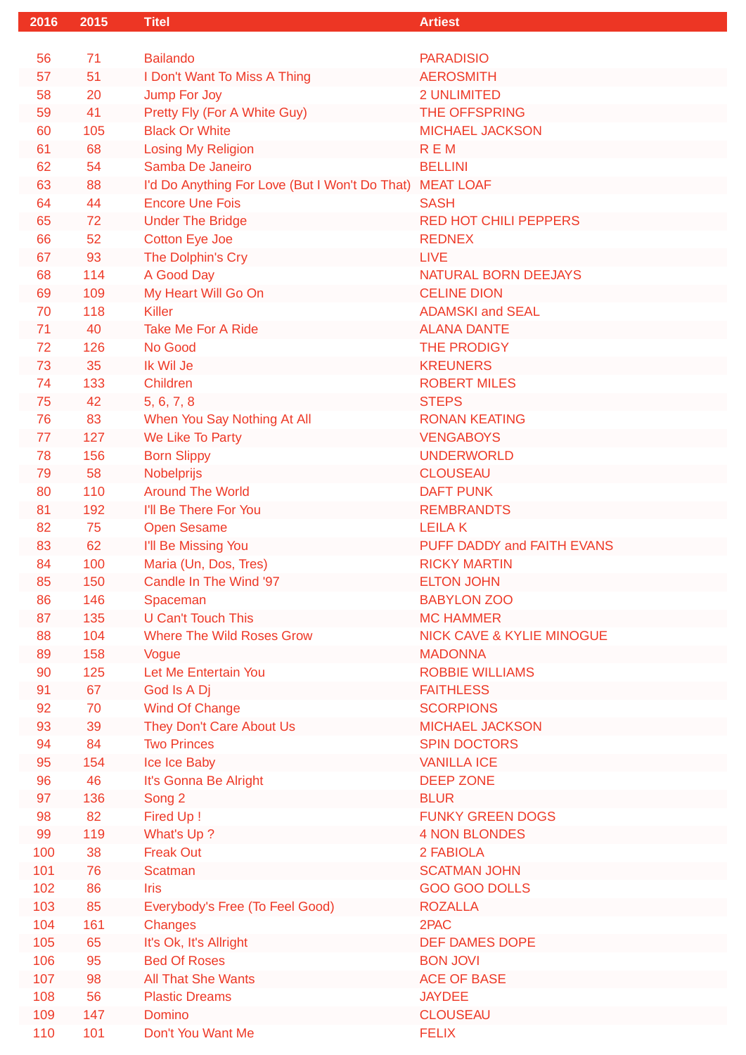| 2016 | 2015 | Titel | Artiest |
|---|---|---|---|
| 56 | 71 | Bailando | PARADISIO |
| 57 | 51 | I Don't Want To Miss A Thing | AEROSMITH |
| 58 | 20 | Jump For Joy | 2 UNLIMITED |
| 59 | 41 | Pretty Fly (For A White Guy) | THE OFFSPRING |
| 60 | 105 | Black Or White | MICHAEL JACKSON |
| 61 | 68 | Losing My Religion | R E M |
| 62 | 54 | Samba De Janeiro | BELLINI |
| 63 | 88 | I'd Do Anything For Love (But I Won't Do That) | MEAT LOAF |
| 64 | 44 | Encore Une Fois | SASH |
| 65 | 72 | Under The Bridge | RED HOT CHILI PEPPERS |
| 66 | 52 | Cotton Eye Joe | REDNEX |
| 67 | 93 | The Dolphin's Cry | LIVE |
| 68 | 114 | A Good Day | NATURAL BORN DEEJAYS |
| 69 | 109 | My Heart Will Go On | CELINE DION |
| 70 | 118 | Killer | ADAMSKI and SEAL |
| 71 | 40 | Take Me For A Ride | ALANA DANTE |
| 72 | 126 | No Good | THE PRODIGY |
| 73 | 35 | Ik Wil Je | KREUNERS |
| 74 | 133 | Children | ROBERT MILES |
| 75 | 42 | 5, 6, 7, 8 | STEPS |
| 76 | 83 | When You Say Nothing At All | RONAN KEATING |
| 77 | 127 | We Like To Party | VENGABOYS |
| 78 | 156 | Born Slippy | UNDERWORLD |
| 79 | 58 | Nobelprijs | CLOUSEAU |
| 80 | 110 | Around The World | DAFT PUNK |
| 81 | 192 | I'll Be There For You | REMBRANDTS |
| 82 | 75 | Open Sesame | LEILA K |
| 83 | 62 | I'll Be Missing You | PUFF DADDY and FAITH EVANS |
| 84 | 100 | Maria (Un, Dos, Tres) | RICKY MARTIN |
| 85 | 150 | Candle In The Wind '97 | ELTON JOHN |
| 86 | 146 | Spaceman | BABYLON ZOO |
| 87 | 135 | U Can't Touch This | MC HAMMER |
| 88 | 104 | Where The Wild Roses Grow | NICK CAVE & KYLIE MINOGUE |
| 89 | 158 | Vogue | MADONNA |
| 90 | 125 | Let Me Entertain You | ROBBIE WILLIAMS |
| 91 | 67 | God Is A Dj | FAITHLESS |
| 92 | 70 | Wind Of Change | SCORPIONS |
| 93 | 39 | They Don't Care About Us | MICHAEL JACKSON |
| 94 | 84 | Two Princes | SPIN DOCTORS |
| 95 | 154 | Ice Ice Baby | VANILLA ICE |
| 96 | 46 | It's Gonna Be Alright | DEEP ZONE |
| 97 | 136 | Song 2 | BLUR |
| 98 | 82 | Fired Up ! | FUNKY GREEN DOGS |
| 99 | 119 | What's Up ? | 4 NON BLONDES |
| 100 | 38 | Freak Out | 2 FABIOLA |
| 101 | 76 | Scatman | SCATMAN JOHN |
| 102 | 86 | Iris | GOO GOO DOLLS |
| 103 | 85 | Everybody's Free (To Feel Good) | ROZALLA |
| 104 | 161 | Changes | 2PAC |
| 105 | 65 | It's Ok, It's Allright | DEF DAMES DOPE |
| 106 | 95 | Bed Of Roses | BON JOVI |
| 107 | 98 | All That She Wants | ACE OF BASE |
| 108 | 56 | Plastic Dreams | JAYDEE |
| 109 | 147 | Domino | CLOUSEAU |
| 110 | 101 | Don't You Want Me | FELIX |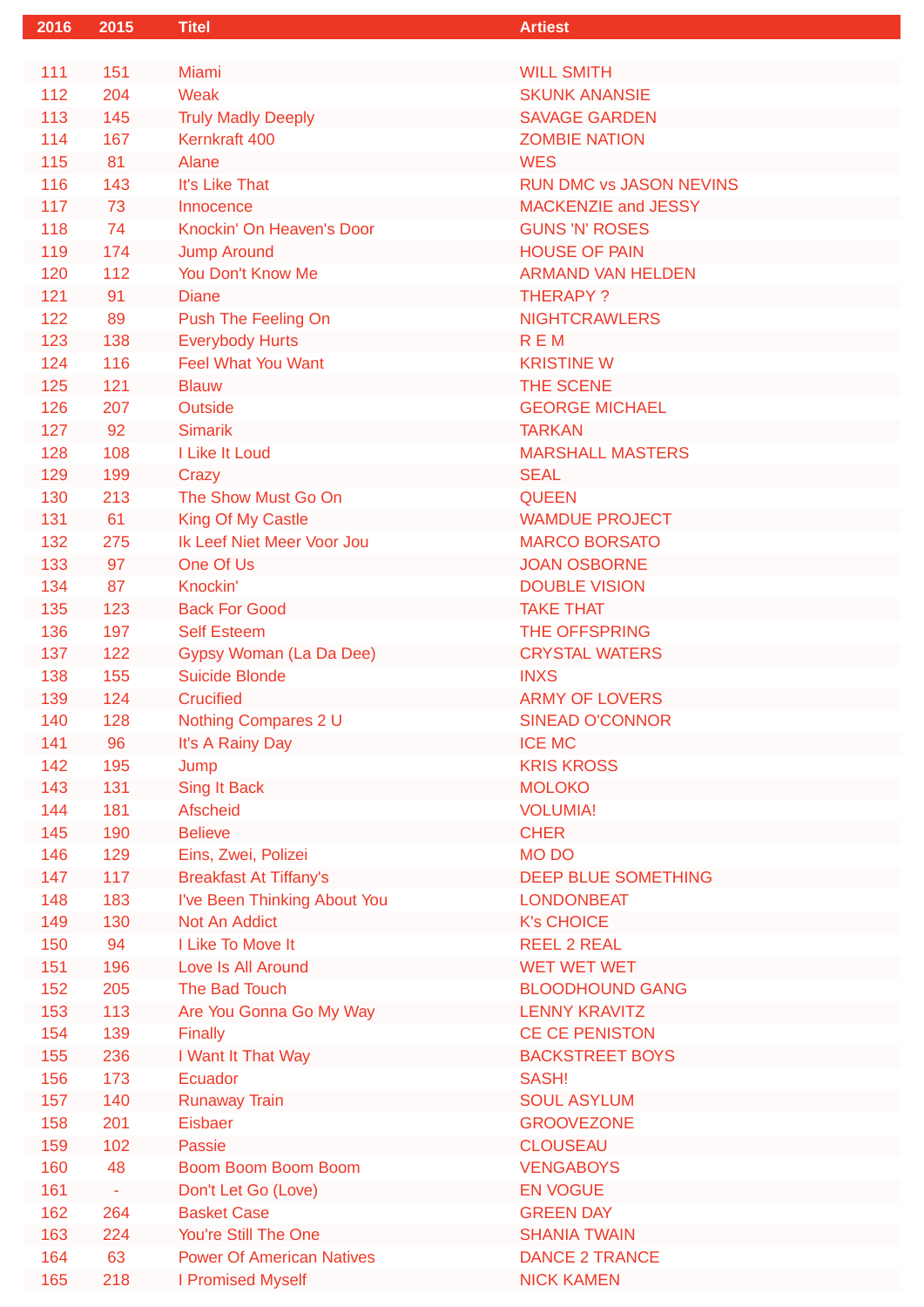| 2016 | 2015 | Titel | Artiest |
|---|---|---|---|
| 111 | 151 | Miami | WILL SMITH |
| 112 | 204 | Weak | SKUNK ANANSIE |
| 113 | 145 | Truly Madly Deeply | SAVAGE GARDEN |
| 114 | 167 | Kernkraft 400 | ZOMBIE NATION |
| 115 | 81 | Alane | WES |
| 116 | 143 | It's Like That | RUN DMC vs JASON NEVINS |
| 117 | 73 | Innocence | MACKENZIE and JESSY |
| 118 | 74 | Knockin' On Heaven's Door | GUNS 'N' ROSES |
| 119 | 174 | Jump Around | HOUSE OF PAIN |
| 120 | 112 | You Don't Know Me | ARMAND VAN HELDEN |
| 121 | 91 | Diane | THERAPY ? |
| 122 | 89 | Push The Feeling On | NIGHTCRAWLERS |
| 123 | 138 | Everybody Hurts | R E M |
| 124 | 116 | Feel What You Want | KRISTINE W |
| 125 | 121 | Blauw | THE SCENE |
| 126 | 207 | Outside | GEORGE MICHAEL |
| 127 | 92 | Simarik | TARKAN |
| 128 | 108 | I Like It Loud | MARSHALL MASTERS |
| 129 | 199 | Crazy | SEAL |
| 130 | 213 | The Show Must Go On | QUEEN |
| 131 | 61 | King Of My Castle | WAMDUE PROJECT |
| 132 | 275 | Ik Leef Niet Meer Voor Jou | MARCO BORSATO |
| 133 | 97 | One Of Us | JOAN OSBORNE |
| 134 | 87 | Knockin' | DOUBLE VISION |
| 135 | 123 | Back For Good | TAKE THAT |
| 136 | 197 | Self Esteem | THE OFFSPRING |
| 137 | 122 | Gypsy Woman (La Da Dee) | CRYSTAL WATERS |
| 138 | 155 | Suicide Blonde | INXS |
| 139 | 124 | Crucified | ARMY OF LOVERS |
| 140 | 128 | Nothing Compares 2 U | SINEAD O'CONNOR |
| 141 | 96 | It's A Rainy Day | ICE MC |
| 142 | 195 | Jump | KRIS KROSS |
| 143 | 131 | Sing It Back | MOLOKO |
| 144 | 181 | Afscheid | VOLUMIA! |
| 145 | 190 | Believe | CHER |
| 146 | 129 | Eins, Zwei, Polizei | MO DO |
| 147 | 117 | Breakfast At Tiffany's | DEEP BLUE SOMETHING |
| 148 | 183 | I've Been Thinking About You | LONDONBEAT |
| 149 | 130 | Not An Addict | K's CHOICE |
| 150 | 94 | I Like To Move It | REEL 2 REAL |
| 151 | 196 | Love Is All Around | WET WET WET |
| 152 | 205 | The Bad Touch | BLOODHOUND GANG |
| 153 | 113 | Are You Gonna Go My Way | LENNY KRAVITZ |
| 154 | 139 | Finally | CE CE PENISTON |
| 155 | 236 | I Want It That Way | BACKSTREET BOYS |
| 156 | 173 | Ecuador | SASH! |
| 157 | 140 | Runaway Train | SOUL ASYLUM |
| 158 | 201 | Eisbaer | GROOVEZONE |
| 159 | 102 | Passie | CLOUSEAU |
| 160 | 48 | Boom Boom Boom Boom | VENGABOYS |
| 161 | - | Don't Let Go (Love) | EN VOGUE |
| 162 | 264 | Basket Case | GREEN DAY |
| 163 | 224 | You're Still The One | SHANIA TWAIN |
| 164 | 63 | Power Of American Natives | DANCE 2 TRANCE |
| 165 | 218 | I Promised Myself | NICK KAMEN |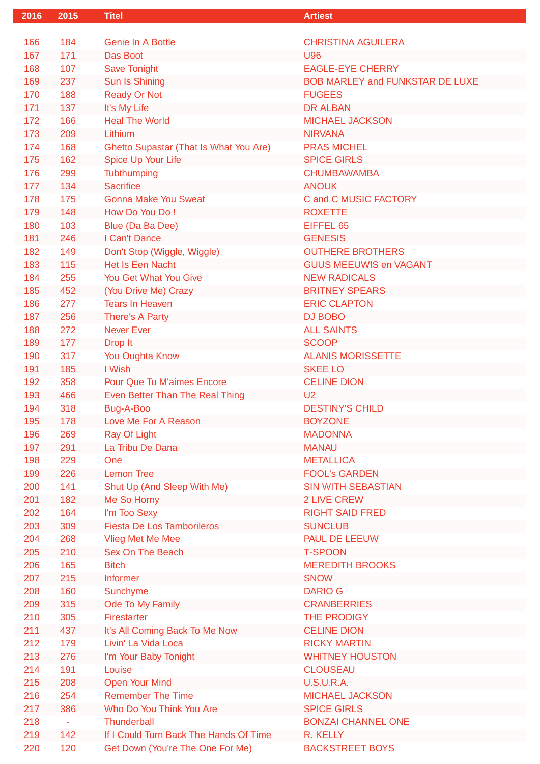| 2016 | 2015 | Titel | Artiest |
|---|---|---|---|
| 166 | 184 | Genie In A Bottle | CHRISTINA AGUILERA |
| 167 | 171 | Das Boot | U96 |
| 168 | 107 | Save Tonight | EAGLE-EYE CHERRY |
| 169 | 237 | Sun Is Shining | BOB MARLEY and FUNKSTAR DE LUXE |
| 170 | 188 | Ready Or Not | FUGEES |
| 171 | 137 | It's My Life | DR ALBAN |
| 172 | 166 | Heal The World | MICHAEL JACKSON |
| 173 | 209 | Lithium | NIRVANA |
| 174 | 168 | Ghetto Supastar (That Is What You Are) | PRAS MICHEL |
| 175 | 162 | Spice Up Your Life | SPICE GIRLS |
| 176 | 299 | Tubthumping | CHUMBAWAMBA |
| 177 | 134 | Sacrifice | ANOUK |
| 178 | 175 | Gonna Make You Sweat | C and C MUSIC FACTORY |
| 179 | 148 | How Do You Do ! | ROXETTE |
| 180 | 103 | Blue (Da Ba Dee) | EIFFEL 65 |
| 181 | 246 | I Can't Dance | GENESIS |
| 182 | 149 | Don't Stop (Wiggle, Wiggle) | OUTHERE BROTHERS |
| 183 | 115 | Het Is Een Nacht | GUUS MEEUWIS en VAGANT |
| 184 | 255 | You Get What You Give | NEW RADICALS |
| 185 | 452 | (You Drive Me) Crazy | BRITNEY SPEARS |
| 186 | 277 | Tears In Heaven | ERIC CLAPTON |
| 187 | 256 | There's A Party | DJ BOBO |
| 188 | 272 | Never Ever | ALL SAINTS |
| 189 | 177 | Drop It | SCOOP |
| 190 | 317 | You Oughta Know | ALANIS MORISSETTE |
| 191 | 185 | I Wish | SKEE LO |
| 192 | 358 | Pour Que Tu M'aimes Encore | CELINE DION |
| 193 | 466 | Even Better Than The Real Thing | U2 |
| 194 | 318 | Bug-A-Boo | DESTINY'S CHILD |
| 195 | 178 | Love Me For A Reason | BOYZONE |
| 196 | 269 | Ray Of Light | MADONNA |
| 197 | 291 | La Tribu De Dana | MANAU |
| 198 | 229 | One | METALLICA |
| 199 | 226 | Lemon Tree | FOOL's GARDEN |
| 200 | 141 | Shut Up (And Sleep With Me) | SIN WITH SEBASTIAN |
| 201 | 182 | Me So Horny | 2 LIVE CREW |
| 202 | 164 | I'm Too Sexy | RIGHT SAID FRED |
| 203 | 309 | Fiesta De Los Tamborileros | SUNCLUB |
| 204 | 268 | Vlieg Met Me Mee | PAUL DE LEEUW |
| 205 | 210 | Sex On The Beach | T-SPOON |
| 206 | 165 | Bitch | MEREDITH BROOKS |
| 207 | 215 | Informer | SNOW |
| 208 | 160 | Sunchyme | DARIO G |
| 209 | 315 | Ode To My Family | CRANBERRIES |
| 210 | 305 | Firestarter | THE PRODIGY |
| 211 | 437 | It's All Coming Back To Me Now | CELINE DION |
| 212 | 179 | Livin' La Vida Loca | RICKY MARTIN |
| 213 | 276 | I'm Your Baby Tonight | WHITNEY HOUSTON |
| 214 | 191 | Louise | CLOUSEAU |
| 215 | 208 | Open Your Mind | U.S.U.R.A. |
| 216 | 254 | Remember The Time | MICHAEL JACKSON |
| 217 | 386 | Who Do You Think You Are | SPICE GIRLS |
| 218 | - | Thunderball | BONZAI CHANNEL ONE |
| 219 | 142 | If I Could Turn Back The Hands Of Time | R. KELLY |
| 220 | 120 | Get Down (You're The One For Me) | BACKSTREET BOYS |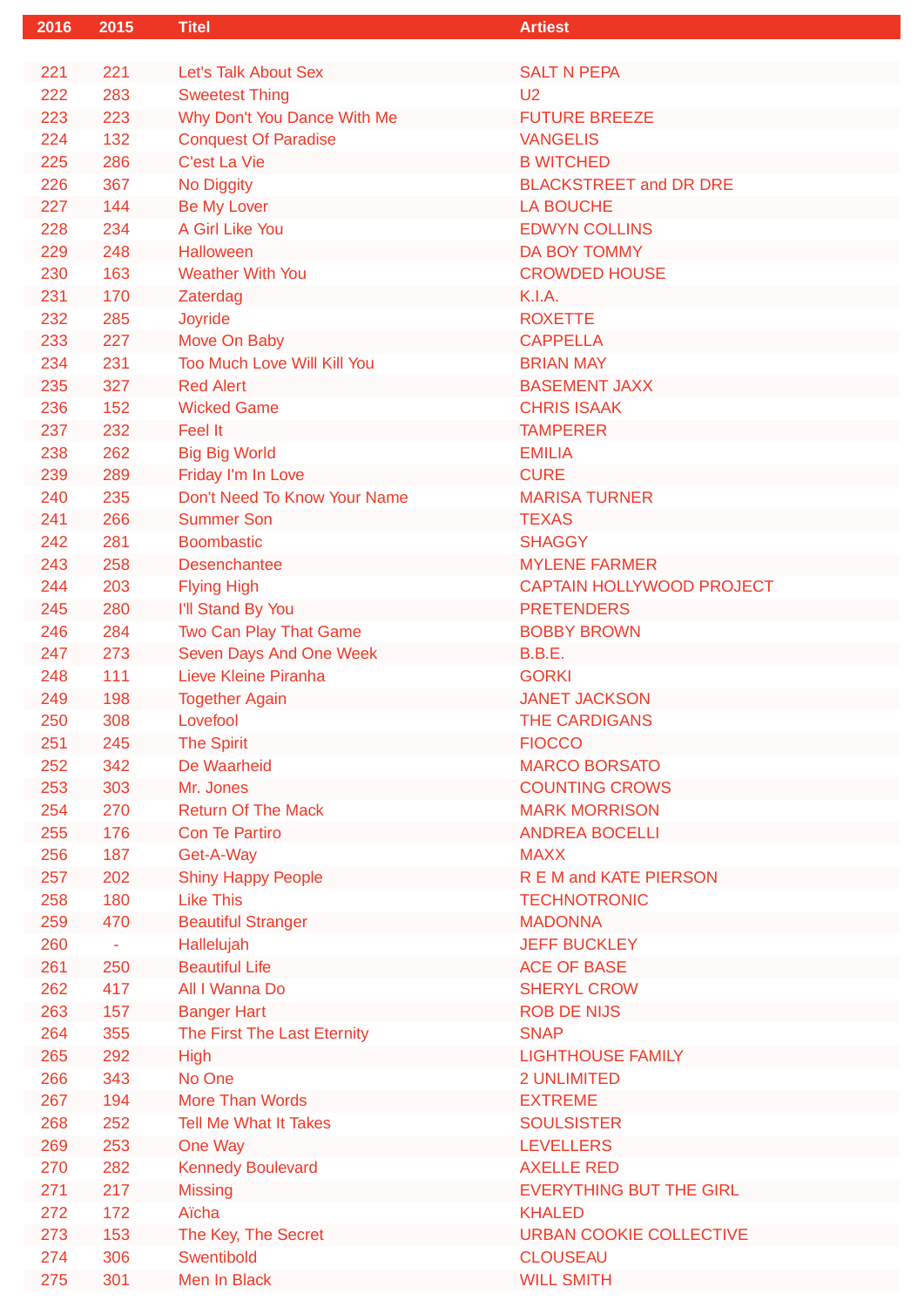| 2016 | 2015 | Titel | Artiest |
|---|---|---|---|
| 221 | 221 | Let's Talk About Sex | SALT N PEPA |
| 222 | 283 | Sweetest Thing | U2 |
| 223 | 223 | Why Don't You Dance With Me | FUTURE BREEZE |
| 224 | 132 | Conquest Of Paradise | VANGELIS |
| 225 | 286 | C'est La Vie | B WITCHED |
| 226 | 367 | No Diggity | BLACKSTREET and DR DRE |
| 227 | 144 | Be My Lover | LA BOUCHE |
| 228 | 234 | A Girl Like You | EDWYN COLLINS |
| 229 | 248 | Halloween | DA BOY TOMMY |
| 230 | 163 | Weather With You | CROWDED HOUSE |
| 231 | 170 | Zaterdag | K.I.A. |
| 232 | 285 | Joyride | ROXETTE |
| 233 | 227 | Move On Baby | CAPPELLA |
| 234 | 231 | Too Much Love Will Kill You | BRIAN MAY |
| 235 | 327 | Red Alert | BASEMENT JAXX |
| 236 | 152 | Wicked Game | CHRIS ISAAK |
| 237 | 232 | Feel It | TAMPERER |
| 238 | 262 | Big Big World | EMILIA |
| 239 | 289 | Friday I'm In Love | CURE |
| 240 | 235 | Don't Need To Know Your Name | MARISA TURNER |
| 241 | 266 | Summer Son | TEXAS |
| 242 | 281 | Boombastic | SHAGGY |
| 243 | 258 | Desenchantee | MYLENE FARMER |
| 244 | 203 | Flying High | CAPTAIN HOLLYWOOD PROJECT |
| 245 | 280 | I'll Stand By You | PRETENDERS |
| 246 | 284 | Two Can Play That Game | BOBBY BROWN |
| 247 | 273 | Seven Days And One Week | B.B.E. |
| 248 | 111 | Lieve Kleine Piranha | GORKI |
| 249 | 198 | Together Again | JANET JACKSON |
| 250 | 308 | Lovefool | THE CARDIGANS |
| 251 | 245 | The Spirit | FIOCCO |
| 252 | 342 | De Waarheid | MARCO BORSATO |
| 253 | 303 | Mr. Jones | COUNTING CROWS |
| 254 | 270 | Return Of The Mack | MARK MORRISON |
| 255 | 176 | Con Te Partiro | ANDREA BOCELLI |
| 256 | 187 | Get-A-Way | MAXX |
| 257 | 202 | Shiny Happy People | R E M and KATE PIERSON |
| 258 | 180 | Like This | TECHNOTRONIC |
| 259 | 470 | Beautiful Stranger | MADONNA |
| 260 | - | Hallelujah | JEFF BUCKLEY |
| 261 | 250 | Beautiful Life | ACE OF BASE |
| 262 | 417 | All I Wanna Do | SHERYL CROW |
| 263 | 157 | Banger Hart | ROB DE NIJS |
| 264 | 355 | The First The Last Eternity | SNAP |
| 265 | 292 | High | LIGHTHOUSE FAMILY |
| 266 | 343 | No One | 2 UNLIMITED |
| 267 | 194 | More Than Words | EXTREME |
| 268 | 252 | Tell Me What It Takes | SOULSISTER |
| 269 | 253 | One Way | LEVELLERS |
| 270 | 282 | Kennedy Boulevard | AXELLE RED |
| 271 | 217 | Missing | EVERYTHING BUT THE GIRL |
| 272 | 172 | Aïcha | KHALED |
| 273 | 153 | The Key, The Secret | URBAN COOKIE COLLECTIVE |
| 274 | 306 | Swentibold | CLOUSEAU |
| 275 | 301 | Men In Black | WILL SMITH |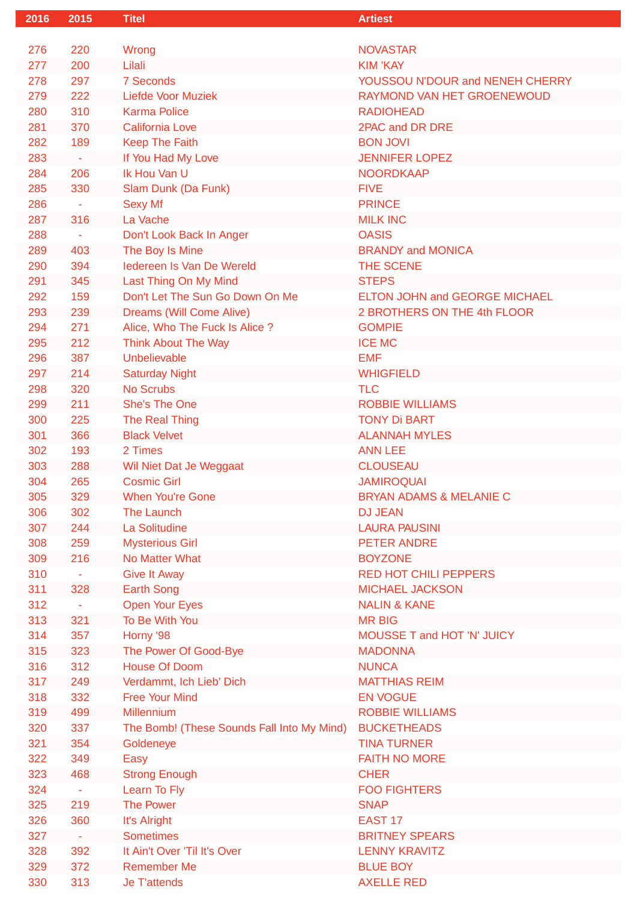| 2016 | 2015 | Titel | Artiest |
|---|---|---|---|
| 276 | 220 | Wrong | NOVASTAR |
| 277 | 200 | Lilali | KIM 'KAY |
| 278 | 297 | 7 Seconds | YOUSSOU N'DOUR and NENEH CHERRY |
| 279 | 222 | Liefde Voor Muziek | RAYMOND VAN HET GROENEWOUD |
| 280 | 310 | Karma Police | RADIOHEAD |
| 281 | 370 | California Love | 2PAC and DR DRE |
| 282 | 189 | Keep The Faith | BON JOVI |
| 283 | - | If You Had My Love | JENNIFER LOPEZ |
| 284 | 206 | Ik Hou Van U | NOORDKAAP |
| 285 | 330 | Slam Dunk (Da Funk) | FIVE |
| 286 | - | Sexy Mf | PRINCE |
| 287 | 316 | La Vache | MILK INC |
| 288 | - | Don't Look Back In Anger | OASIS |
| 289 | 403 | The Boy Is Mine | BRANDY and MONICA |
| 290 | 394 | Iedereen Is Van De Wereld | THE SCENE |
| 291 | 345 | Last Thing On My Mind | STEPS |
| 292 | 159 | Don't Let The Sun Go Down On Me | ELTON JOHN and GEORGE MICHAEL |
| 293 | 239 | Dreams (Will Come Alive) | 2 BROTHERS ON THE 4th FLOOR |
| 294 | 271 | Alice, Who The Fuck Is Alice ? | GOMPIE |
| 295 | 212 | Think About The Way | ICE MC |
| 296 | 387 | Unbelievable | EMF |
| 297 | 214 | Saturday Night | WHIGFIELD |
| 298 | 320 | No Scrubs | TLC |
| 299 | 211 | She's The One | ROBBIE WILLIAMS |
| 300 | 225 | The Real Thing | TONY Di BART |
| 301 | 366 | Black Velvet | ALANNAH MYLES |
| 302 | 193 | 2 Times | ANN LEE |
| 303 | 288 | Wil Niet Dat Je Weggaat | CLOUSEAU |
| 304 | 265 | Cosmic Girl | JAMIROQUAI |
| 305 | 329 | When You're Gone | BRYAN ADAMS & MELANIE C |
| 306 | 302 | The Launch | DJ JEAN |
| 307 | 244 | La Solitudine | LAURA PAUSINI |
| 308 | 259 | Mysterious Girl | PETER ANDRE |
| 309 | 216 | No Matter What | BOYZONE |
| 310 | - | Give It Away | RED HOT CHILI PEPPERS |
| 311 | 328 | Earth Song | MICHAEL JACKSON |
| 312 | - | Open Your Eyes | NALIN & KANE |
| 313 | 321 | To Be With You | MR BIG |
| 314 | 357 | Horny '98 | MOUSSE T and HOT 'N' JUICY |
| 315 | 323 | The Power Of Good-Bye | MADONNA |
| 316 | 312 | House Of Doom | NUNCA |
| 317 | 249 | Verdammt, Ich Lieb' Dich | MATTHIAS REIM |
| 318 | 332 | Free Your Mind | EN VOGUE |
| 319 | 499 | Millennium | ROBBIE WILLIAMS |
| 320 | 337 | The Bomb! (These Sounds Fall Into My Mind) | BUCKETHEADS |
| 321 | 354 | Goldeneye | TINA TURNER |
| 322 | 349 | Easy | FAITH NO MORE |
| 323 | 468 | Strong Enough | CHER |
| 324 | - | Learn To Fly | FOO FIGHTERS |
| 325 | 219 | The Power | SNAP |
| 326 | 360 | It's Alright | EAST 17 |
| 327 | - | Sometimes | BRITNEY SPEARS |
| 328 | 392 | It Ain't Over 'Til It's Over | LENNY KRAVITZ |
| 329 | 372 | Remember Me | BLUE BOY |
| 330 | 313 | Je T'attends | AXELLE RED |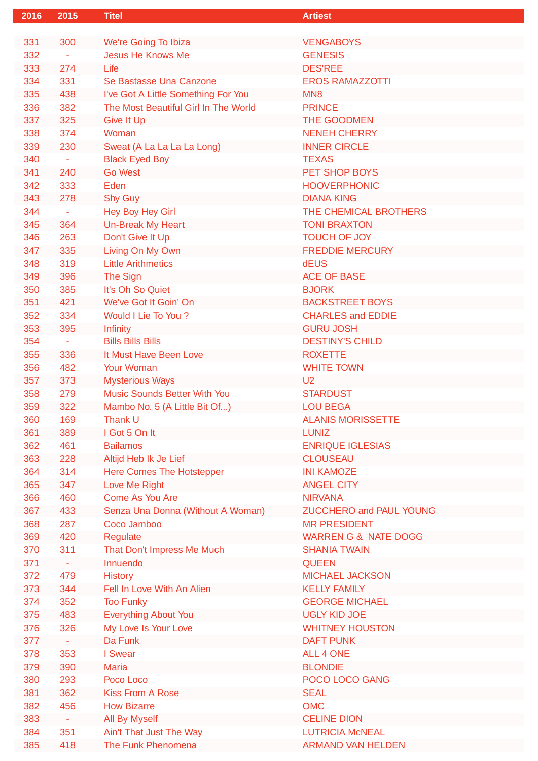| 2016 | 2015 | Titel | Artiest |
|---|---|---|---|
| 331 | 300 | We're Going To Ibiza | VENGABOYS |
| 332 | - | Jesus He Knows Me | GENESIS |
| 333 | 274 | Life | DES'REE |
| 334 | 331 | Se Bastasse Una Canzone | EROS RAMAZZOTTI |
| 335 | 438 | I've Got A Little Something For You | MN8 |
| 336 | 382 | The Most Beautiful Girl In The World | PRINCE |
| 337 | 325 | Give It Up | THE GOODMEN |
| 338 | 374 | Woman | NENEH CHERRY |
| 339 | 230 | Sweat (A La La La La Long) | INNER CIRCLE |
| 340 | - | Black Eyed Boy | TEXAS |
| 341 | 240 | Go West | PET SHOP BOYS |
| 342 | 333 | Eden | HOOVERPHONIC |
| 343 | 278 | Shy Guy | DIANA KING |
| 344 | - | Hey Boy Hey Girl | THE CHEMICAL BROTHERS |
| 345 | 364 | Un-Break My Heart | TONI BRAXTON |
| 346 | 263 | Don't Give It Up | TOUCH OF JOY |
| 347 | 335 | Living On My Own | FREDDIE MERCURY |
| 348 | 319 | Little Arithmetics | dEUS |
| 349 | 396 | The Sign | ACE OF BASE |
| 350 | 385 | It's Oh So Quiet | BJORK |
| 351 | 421 | We've Got It Goin' On | BACKSTREET BOYS |
| 352 | 334 | Would I Lie To You ? | CHARLES and EDDIE |
| 353 | 395 | Infinity | GURU JOSH |
| 354 | - | Bills Bills Bills | DESTINY'S CHILD |
| 355 | 336 | It Must Have Been Love | ROXETTE |
| 356 | 482 | Your Woman | WHITE TOWN |
| 357 | 373 | Mysterious Ways | U2 |
| 358 | 279 | Music Sounds Better With You | STARDUST |
| 359 | 322 | Mambo No. 5 (A Little Bit Of...) | LOU BEGA |
| 360 | 169 | Thank U | ALANIS MORISSETTE |
| 361 | 389 | I Got 5 On It | LUNIZ |
| 362 | 461 | Bailamos | ENRIQUE IGLESIAS |
| 363 | 228 | Altijd Heb Ik Je Lief | CLOUSEAU |
| 364 | 314 | Here Comes The Hotstepper | INI KAMOZE |
| 365 | 347 | Love Me Right | ANGEL CITY |
| 366 | 460 | Come As You Are | NIRVANA |
| 367 | 433 | Senza Una Donna (Without A Woman) | ZUCCHERO and PAUL YOUNG |
| 368 | 287 | Coco Jamboo | MR PRESIDENT |
| 369 | 420 | Regulate | WARREN G & NATE DOGG |
| 370 | 311 | That Don't Impress Me Much | SHANIA TWAIN |
| 371 | - | Innuendo | QUEEN |
| 372 | 479 | History | MICHAEL JACKSON |
| 373 | 344 | Fell In Love With An Alien | KELLY FAMILY |
| 374 | 352 | Too Funky | GEORGE MICHAEL |
| 375 | 483 | Everything About You | UGLY KID JOE |
| 376 | 326 | My Love Is Your Love | WHITNEY HOUSTON |
| 377 | - | Da Funk | DAFT PUNK |
| 378 | 353 | I Swear | ALL 4 ONE |
| 379 | 390 | Maria | BLONDIE |
| 380 | 293 | Poco Loco | POCO LOCO GANG |
| 381 | 362 | Kiss From A Rose | SEAL |
| 382 | 456 | How Bizarre | OMC |
| 383 | - | All By Myself | CELINE DION |
| 384 | 351 | Ain't That Just The Way | LUTRICIA McNEAL |
| 385 | 418 | The Funk Phenomena | ARMAND VAN HELDEN |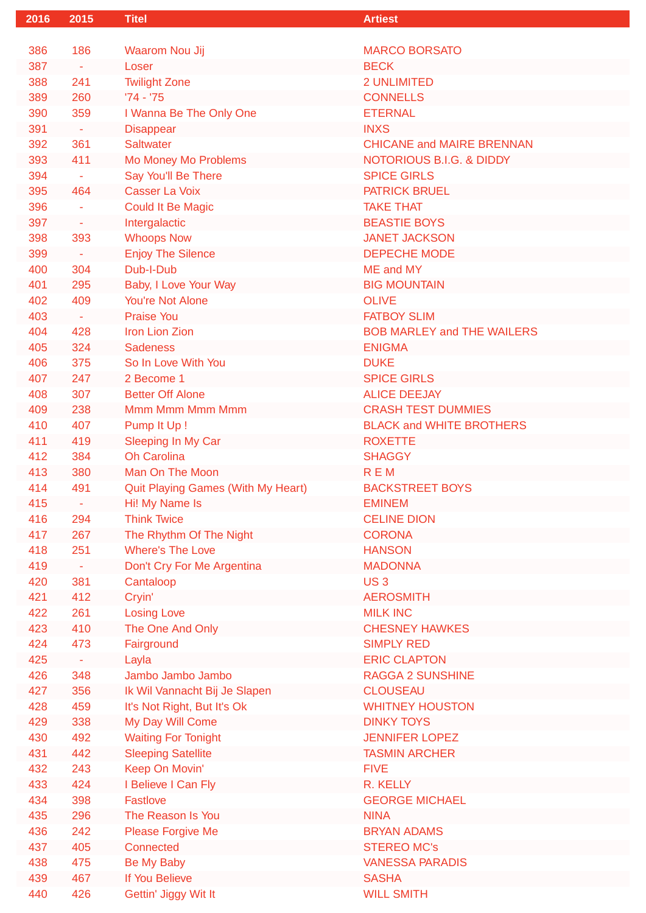| 2016 | 2015 | Titel | Artiest |
|---|---|---|---|
| 386 | 186 | Waarom Nou Jij | MARCO BORSATO |
| 387 | - | Loser | BECK |
| 388 | 241 | Twilight Zone | 2 UNLIMITED |
| 389 | 260 | '74 - '75 | CONNELLS |
| 390 | 359 | I Wanna Be The Only One | ETERNAL |
| 391 | - | Disappear | INXS |
| 392 | 361 | Saltwater | CHICANE and MAIRE BRENNAN |
| 393 | 411 | Mo Money Mo Problems | NOTORIOUS B.I.G. & DIDDY |
| 394 | - | Say You'll Be There | SPICE GIRLS |
| 395 | 464 | Casser La Voix | PATRICK BRUEL |
| 396 | - | Could It Be Magic | TAKE THAT |
| 397 | - | Intergalactic | BEASTIE BOYS |
| 398 | 393 | Whoops Now | JANET JACKSON |
| 399 | - | Enjoy The Silence | DEPECHE MODE |
| 400 | 304 | Dub-I-Dub | ME and MY |
| 401 | 295 | Baby, I Love Your Way | BIG MOUNTAIN |
| 402 | 409 | You're Not Alone | OLIVE |
| 403 | - | Praise You | FATBOY SLIM |
| 404 | 428 | Iron Lion Zion | BOB MARLEY and THE WAILERS |
| 405 | 324 | Sadeness | ENIGMA |
| 406 | 375 | So In Love With You | DUKE |
| 407 | 247 | 2 Become 1 | SPICE GIRLS |
| 408 | 307 | Better Off Alone | ALICE DEEJAY |
| 409 | 238 | Mmm Mmm Mmm Mmm | CRASH TEST DUMMIES |
| 410 | 407 | Pump It Up ! | BLACK and WHITE BROTHERS |
| 411 | 419 | Sleeping In My Car | ROXETTE |
| 412 | 384 | Oh Carolina | SHAGGY |
| 413 | 380 | Man On The Moon | R E M |
| 414 | 491 | Quit Playing Games (With My Heart) | BACKSTREET BOYS |
| 415 | - | Hi! My Name Is | EMINEM |
| 416 | 294 | Think Twice | CELINE DION |
| 417 | 267 | The Rhythm Of The Night | CORONA |
| 418 | 251 | Where's The Love | HANSON |
| 419 | - | Don't Cry For Me Argentina | MADONNA |
| 420 | 381 | Cantaloop | US 3 |
| 421 | 412 | Cryin' | AEROSMITH |
| 422 | 261 | Losing Love | MILK INC |
| 423 | 410 | The One And Only | CHESNEY HAWKES |
| 424 | 473 | Fairground | SIMPLY RED |
| 425 | - | Layla | ERIC CLAPTON |
| 426 | 348 | Jambo Jambo Jambo | RAGGA 2 SUNSHINE |
| 427 | 356 | Ik Wil Vannacht Bij Je Slapen | CLOUSEAU |
| 428 | 459 | It's Not Right, But It's Ok | WHITNEY HOUSTON |
| 429 | 338 | My Day Will Come | DINKY TOYS |
| 430 | 492 | Waiting For Tonight | JENNIFER LOPEZ |
| 431 | 442 | Sleeping Satellite | TASMIN ARCHER |
| 432 | 243 | Keep On Movin' | FIVE |
| 433 | 424 | I Believe I Can Fly | R. KELLY |
| 434 | 398 | Fastlove | GEORGE MICHAEL |
| 435 | 296 | The Reason Is You | NINA |
| 436 | 242 | Please Forgive Me | BRYAN ADAMS |
| 437 | 405 | Connected | STEREO MC's |
| 438 | 475 | Be My Baby | VANESSA PARADIS |
| 439 | 467 | If You Believe | SASHA |
| 440 | 426 | Gettin' Jiggy Wit It | WILL SMITH |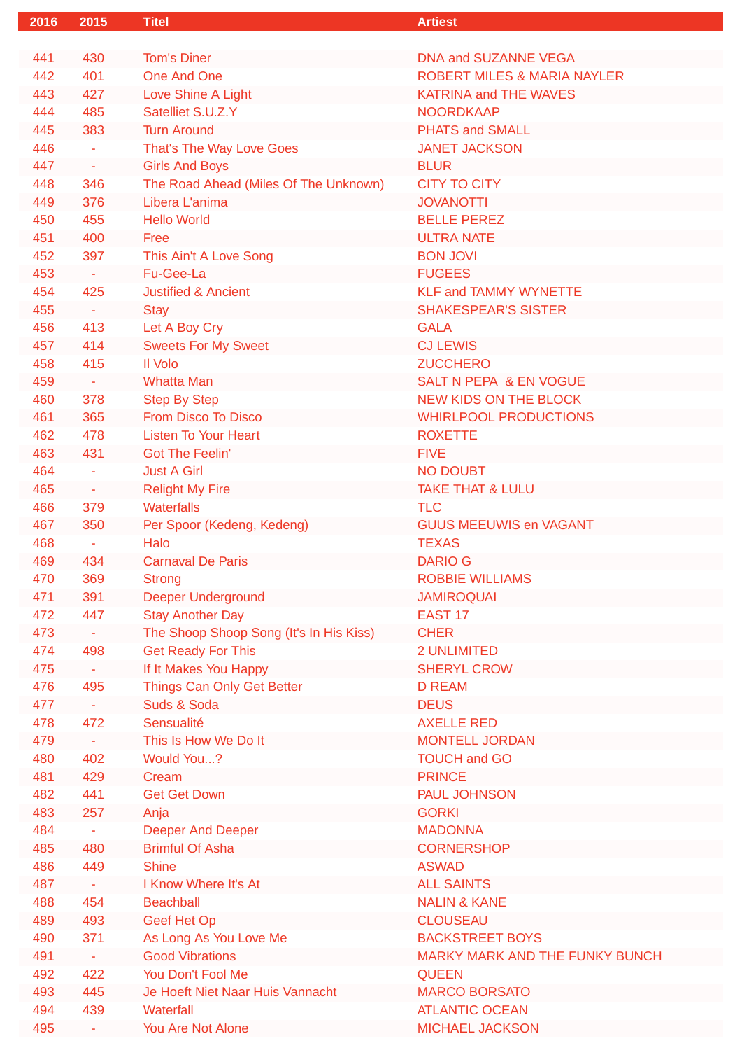| 2016 | 2015 | Titel | Artiest |
|---|---|---|---|
| 441 | 430 | Tom's Diner | DNA and SUZANNE VEGA |
| 442 | 401 | One And One | ROBERT MILES & MARIA NAYLER |
| 443 | 427 | Love Shine A Light | KATRINA and THE WAVES |
| 444 | 485 | Satelliet S.U.Z.Y | NOORDKAAP |
| 445 | 383 | Turn Around | PHATS and SMALL |
| 446 | - | That's The Way Love Goes | JANET JACKSON |
| 447 | - | Girls And Boys | BLUR |
| 448 | 346 | The Road Ahead (Miles Of The Unknown) | CITY TO CITY |
| 449 | 376 | Libera L'anima | JOVANOTTI |
| 450 | 455 | Hello World | BELLE PEREZ |
| 451 | 400 | Free | ULTRA NATE |
| 452 | 397 | This Ain't A Love Song | BON JOVI |
| 453 | - | Fu-Gee-La | FUGEES |
| 454 | 425 | Justified & Ancient | KLF and TAMMY WYNETTE |
| 455 | - | Stay | SHAKESPEAR'S SISTER |
| 456 | 413 | Let A Boy Cry | GALA |
| 457 | 414 | Sweets For My Sweet | CJ LEWIS |
| 458 | 415 | Il Volo | ZUCCHERO |
| 459 | - | Whatta Man | SALT N PEPA & EN VOGUE |
| 460 | 378 | Step By Step | NEW KIDS ON THE BLOCK |
| 461 | 365 | From Disco To Disco | WHIRLPOOL PRODUCTIONS |
| 462 | 478 | Listen To Your Heart | ROXETTE |
| 463 | 431 | Got The Feelin' | FIVE |
| 464 | - | Just A Girl | NO DOUBT |
| 465 | - | Relight My Fire | TAKE THAT & LULU |
| 466 | 379 | Waterfalls | TLC |
| 467 | 350 | Per Spoor (Kedeng, Kedeng) | GUUS MEEUWIS en VAGANT |
| 468 | - | Halo | TEXAS |
| 469 | 434 | Carnaval De Paris | DARIO G |
| 470 | 369 | Strong | ROBBIE WILLIAMS |
| 471 | 391 | Deeper Underground | JAMIROQUAI |
| 472 | 447 | Stay Another Day | EAST 17 |
| 473 | - | The Shoop Shoop Song (It's In His Kiss) | CHER |
| 474 | 498 | Get Ready For This | 2 UNLIMITED |
| 475 | - | If It Makes You Happy | SHERYL CROW |
| 476 | 495 | Things Can Only Get Better | D REAM |
| 477 | - | Suds & Soda | DEUS |
| 478 | 472 | Sensualité | AXELLE RED |
| 479 | - | This Is How We Do It | MONTELL JORDAN |
| 480 | 402 | Would You...? | TOUCH and GO |
| 481 | 429 | Cream | PRINCE |
| 482 | 441 | Get Get Down | PAUL JOHNSON |
| 483 | 257 | Anja | GORKI |
| 484 | - | Deeper And Deeper | MADONNA |
| 485 | 480 | Brimful Of Asha | CORNERSHOP |
| 486 | 449 | Shine | ASWAD |
| 487 | - | I Know Where It's At | ALL SAINTS |
| 488 | 454 | Beachball | NALIN & KANE |
| 489 | 493 | Geef Het Op | CLOUSEAU |
| 490 | 371 | As Long As You Love Me | BACKSTREET BOYS |
| 491 | - | Good Vibrations | MARKY MARK AND THE FUNKY BUNCH |
| 492 | 422 | You Don't Fool Me | QUEEN |
| 493 | 445 | Je Hoeft Niet Naar Huis Vannacht | MARCO BORSATO |
| 494 | 439 | Waterfall | ATLANTIC OCEAN |
| 495 | - | You Are Not Alone | MICHAEL JACKSON |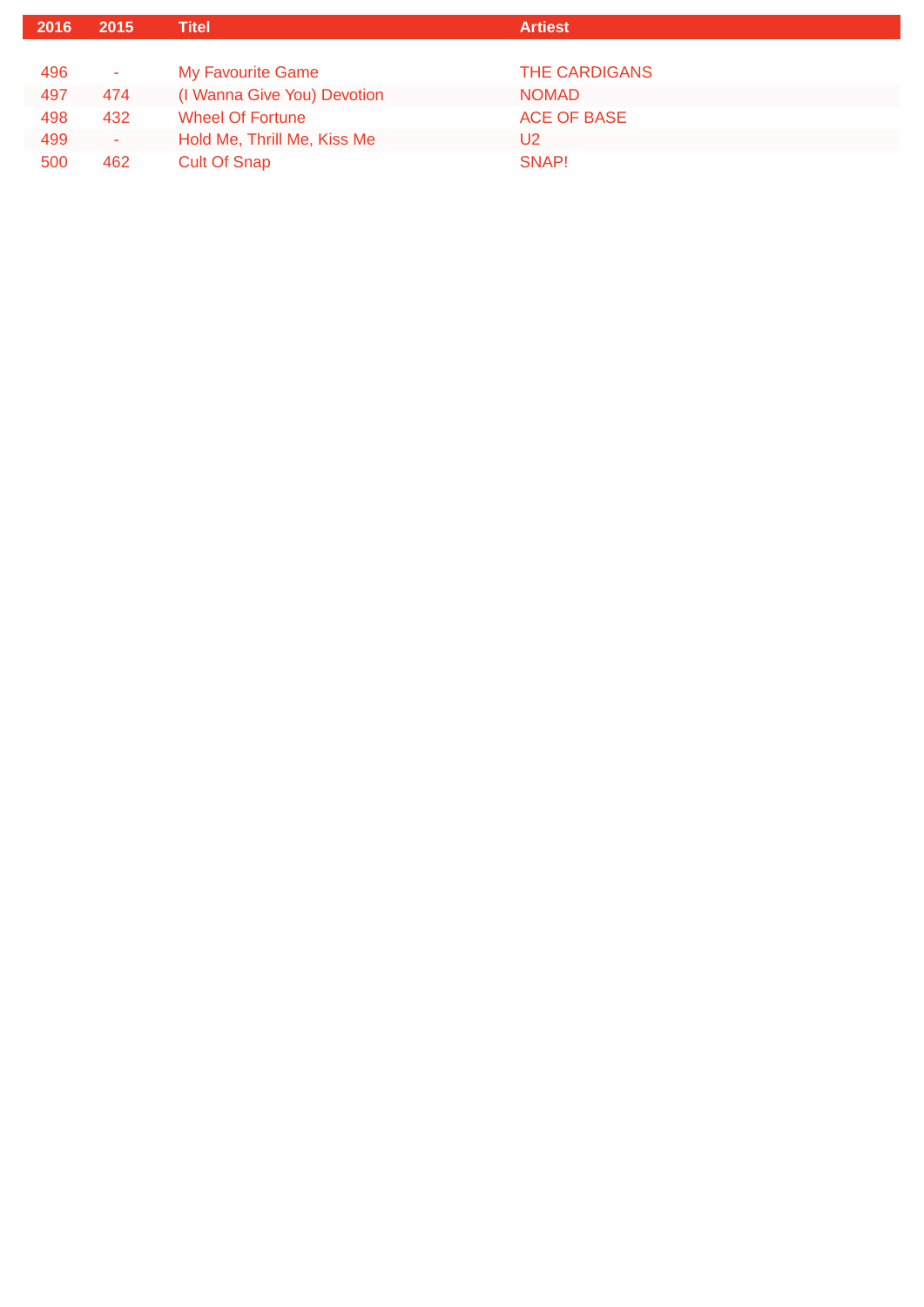| 2016 | 2015 | Titel | Artiest |
|---|---|---|---|
| 496 | - | My Favourite Game | THE CARDIGANS |
| 497 | 474 | (I Wanna Give You) Devotion | NOMAD |
| 498 | 432 | Wheel Of Fortune | ACE OF BASE |
| 499 | - | Hold Me, Thrill Me, Kiss Me | U2 |
| 500 | 462 | Cult Of Snap | SNAP! |